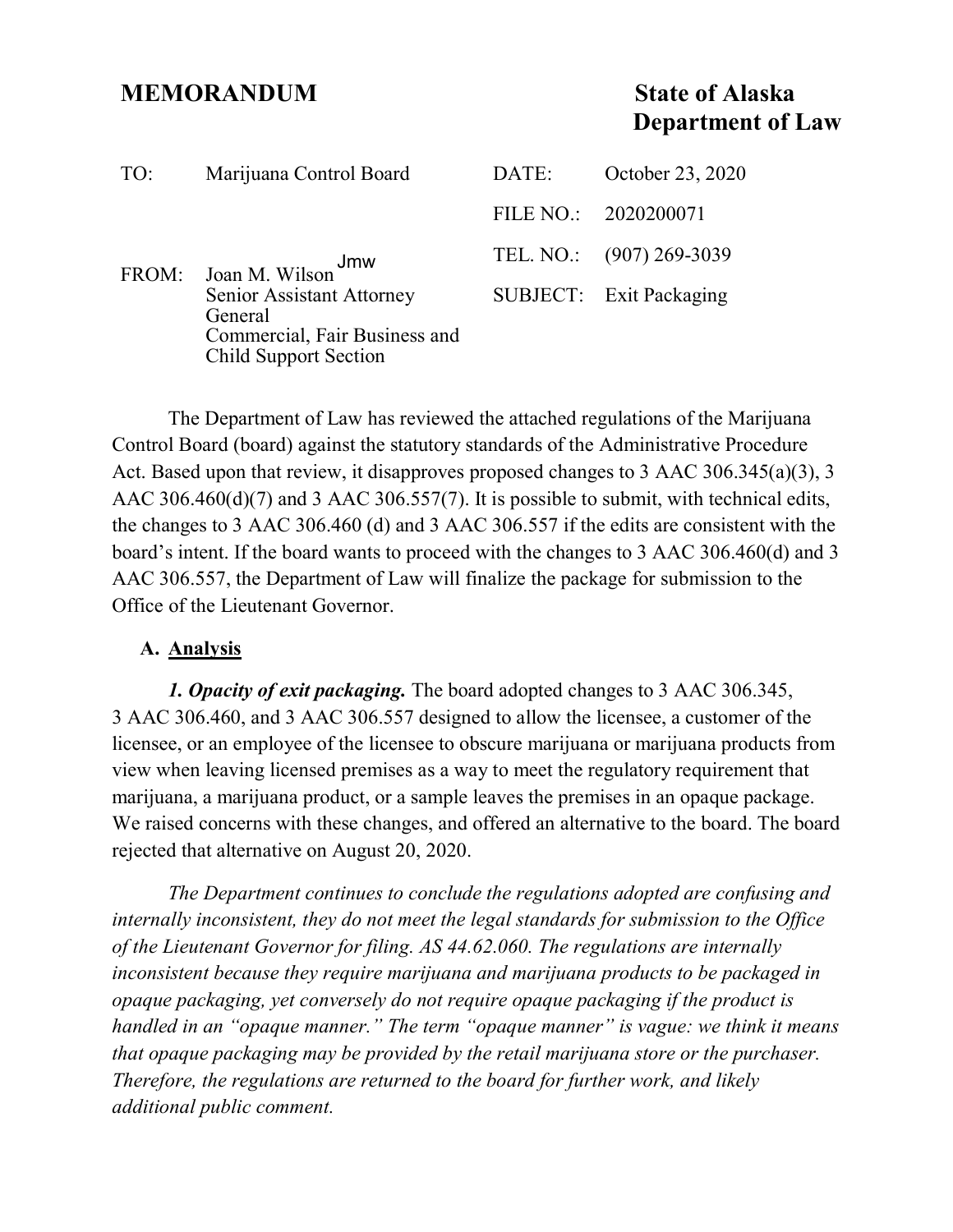# MEMORANDUM

**State of Alaska**
**Department of Law**

| | | | |
|---|---|---|---|
| TO: | Marijuana Control Board | DATE: | October 23, 2020 |
| | | FILE NO.: | 2020200071 |
| FROM: | Joan M. Wilson Jmw<br>Senior Assistant Attorney General<br>Commercial, Fair Business and Child Support Section | TEL. NO.: | (907) 269-3039 |
| | | SUBJECT: | Exit Packaging |

The Department of Law has reviewed the attached regulations of the Marijuana Control Board (board) against the statutory standards of the Administrative Procedure Act. Based upon that review, it disapproves proposed changes to 3 AAC 306.345(a)(3), 3 AAC 306.460(d)(7) and 3 AAC 306.557(7). It is possible to submit, with technical edits, the changes to 3 AAC 306.460 (d) and 3 AAC 306.557 if the edits are consistent with the board's intent. If the board wants to proceed with the changes to 3 AAC 306.460(d) and 3 AAC 306.557, the Department of Law will finalize the package for submission to the Office of the Lieutenant Governor.

## A. Analysis

***1. Opacity of exit packaging.*** The board adopted changes to 3 AAC 306.345, 3 AAC 306.460, and 3 AAC 306.557 designed to allow the licensee, a customer of the licensee, or an employee of the licensee to obscure marijuana or marijuana products from view when leaving licensed premises as a way to meet the regulatory requirement that marijuana, a marijuana product, or a sample leaves the premises in an opaque package. We raised concerns with these changes, and offered an alternative to the board. The board rejected that alternative on August 20, 2020.

*The Department continues to conclude the regulations adopted are confusing and internally inconsistent, they do not meet the legal standards for submission to the Office of the Lieutenant Governor for filing. AS 44.62.060. The regulations are internally inconsistent because they require marijuana and marijuana products to be packaged in opaque packaging, yet conversely do not require opaque packaging if the product is handled in an "opaque manner." The term "opaque manner" is vague: we think it means that opaque packaging may be provided by the retail marijuana store or the purchaser. Therefore, the regulations are returned to the board for further work, and likely additional public comment.*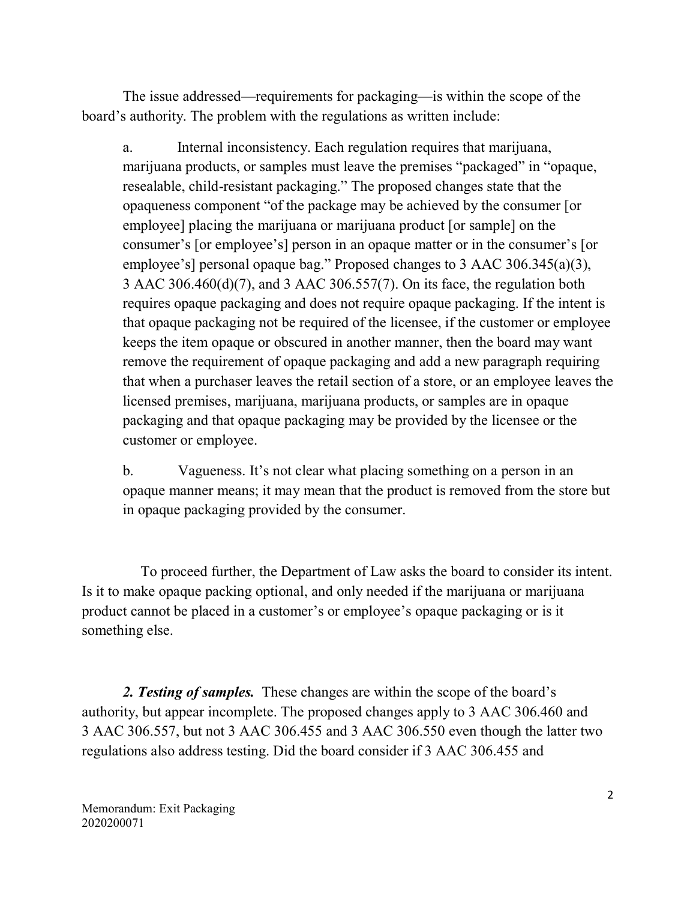The issue addressed—requirements for packaging—is within the scope of the board's authority. The problem with the regulations as written include:

> a. Internal inconsistency. Each regulation requires that marijuana, marijuana products, or samples must leave the premises "packaged" in "opaque, resealable, child-resistant packaging." The proposed changes state that the opaqueness component "of the package may be achieved by the consumer [or employee] placing the marijuana or marijuana product [or sample] on the consumer's [or employee's] person in an opaque matter or in the consumer's [or employee's] personal opaque bag." Proposed changes to 3 AAC 306.345(a)(3), 3 AAC 306.460(d)(7), and 3 AAC 306.557(7). On its face, the regulation both requires opaque packaging and does not require opaque packaging. If the intent is that opaque packaging not be required of the licensee, if the customer or employee keeps the item opaque or obscured in another manner, then the board may want remove the requirement of opaque packaging and add a new paragraph requiring that when a purchaser leaves the retail section of a store, or an employee leaves the licensed premises, marijuana, marijuana products, or samples are in opaque packaging and that opaque packaging may be provided by the licensee or the customer or employee.
>
> b. Vagueness. It's not clear what placing something on a person in an opaque manner means; it may mean that the product is removed from the store but in opaque packaging provided by the consumer.

To proceed further, the Department of Law asks the board to consider its intent. Is it to make opaque packing optional, and only needed if the marijuana or marijuana product cannot be placed in a customer's or employee's opaque packaging or is it something else.

***2. Testing of samples.*** These changes are within the scope of the board's authority, but appear incomplete. The proposed changes apply to 3 AAC 306.460 and 3 AAC 306.557, but not 3 AAC 306.455 and 3 AAC 306.550 even though the latter two regulations also address testing. Did the board consider if 3 AAC 306.455 and

Memorandum: Exit Packaging
2020200071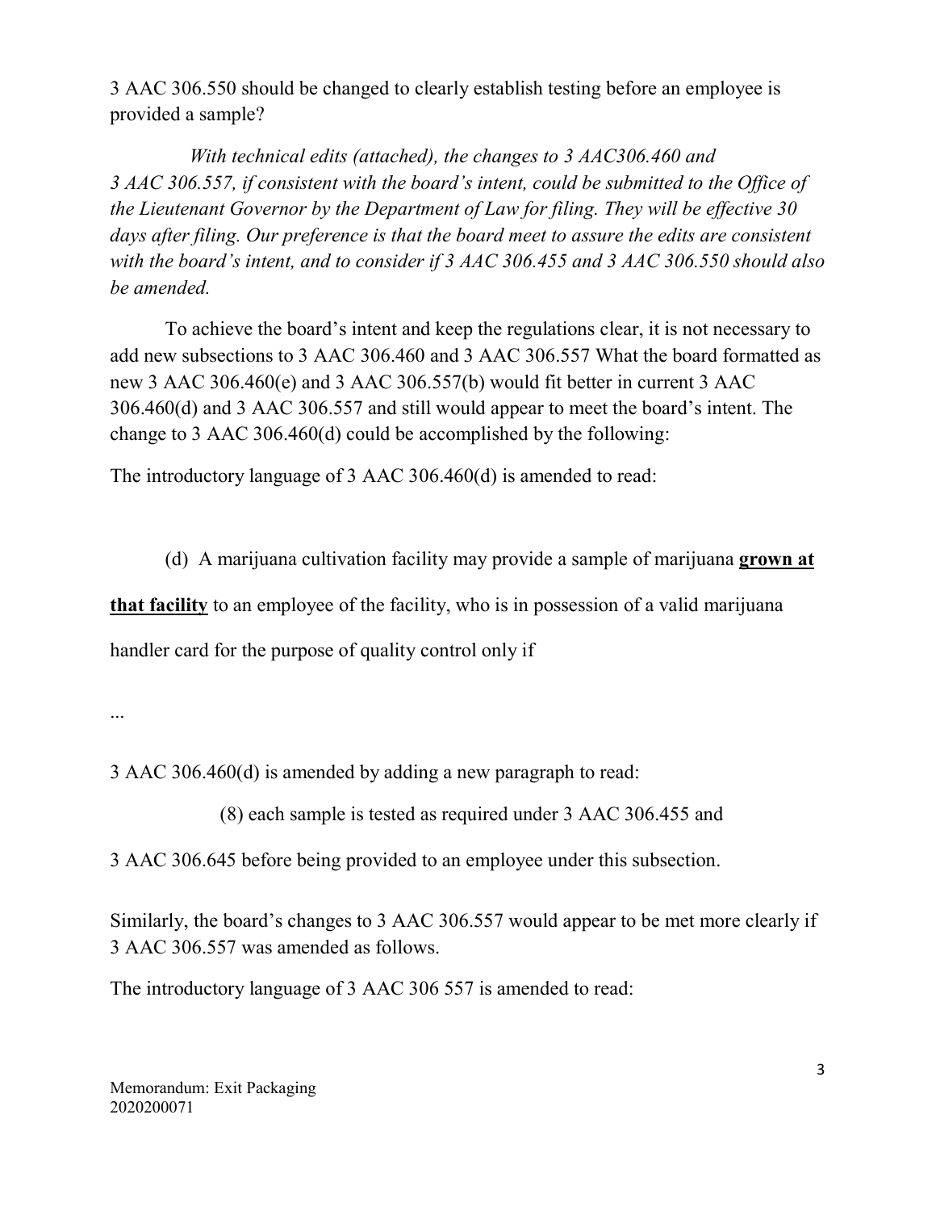3 AAC 306.550 should be changed to clearly establish testing before an employee is provided a sample?

*With technical edits (attached), the changes to 3 AAC306.460 and 3 AAC 306.557, if consistent with the board's intent, could be submitted to the Office of the Lieutenant Governor by the Department of Law for filing. They will be effective 30 days after filing. Our preference is that the board meet to assure the edits are consistent with the board's intent, and to consider if 3 AAC 306.455 and 3 AAC 306.550 should also be amended.*

To achieve the board's intent and keep the regulations clear, it is not necessary to add new subsections to 3 AAC 306.460 and 3 AAC 306.557 What the board formatted as new 3 AAC 306.460(e) and 3 AAC 306.557(b) would fit better in current 3 AAC 306.460(d) and 3 AAC 306.557 and still would appear to meet the board's intent. The change to 3 AAC 306.460(d) could be accomplished by the following:

The introductory language of 3 AAC 306.460(d) is amended to read:

(d) A marijuana cultivation facility may provide a sample of marijuana **<u>grown at that facility</u>** to an employee of the facility, who is in possession of a valid marijuana handler card for the purpose of quality control only if

...

3 AAC 306.460(d) is amended by adding a new paragraph to read:

(8) each sample is tested as required under 3 AAC 306.455 and 3 AAC 306.645 before being provided to an employee under this subsection.

Similarly, the board's changes to 3 AAC 306.557 would appear to be met more clearly if 3 AAC 306.557 was amended as follows.

The introductory language of 3 AAC 306 557 is amended to read:

Memorandum: Exit Packaging
2020200071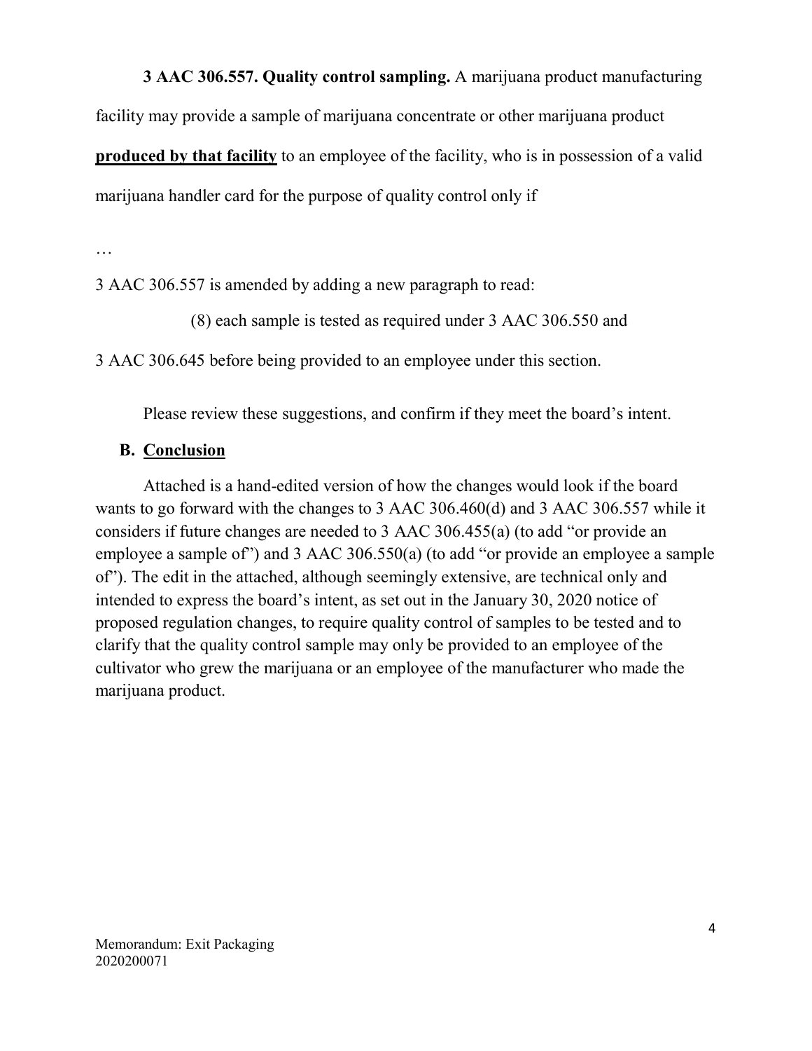**3 AAC 306.557. Quality control sampling.** A marijuana product manufacturing facility may provide a sample of marijuana concentrate or other marijuana product <u>**produced by that facility**</u> to an employee of the facility, who is in possession of a valid marijuana handler card for the purpose of quality control only if

…

3 AAC 306.557 is amended by adding a new paragraph to read:

(8) each sample is tested as required under 3 AAC 306.550 and 3 AAC 306.645 before being provided to an employee under this section.

Please review these suggestions, and confirm if they meet the board's intent.

## B. Conclusion

Attached is a hand-edited version of how the changes would look if the board wants to go forward with the changes to 3 AAC 306.460(d) and 3 AAC 306.557 while it considers if future changes are needed to 3 AAC 306.455(a) (to add "or provide an employee a sample of") and 3 AAC 306.550(a) (to add "or provide an employee a sample of"). The edit in the attached, although seemingly extensive, are technical only and intended to express the board's intent, as set out in the January 30, 2020 notice of proposed regulation changes, to require quality control of samples to be tested and to clarify that the quality control sample may only be provided to an employee of the cultivator who grew the marijuana or an employee of the manufacturer who made the marijuana product.

Memorandum: Exit Packaging
2020200071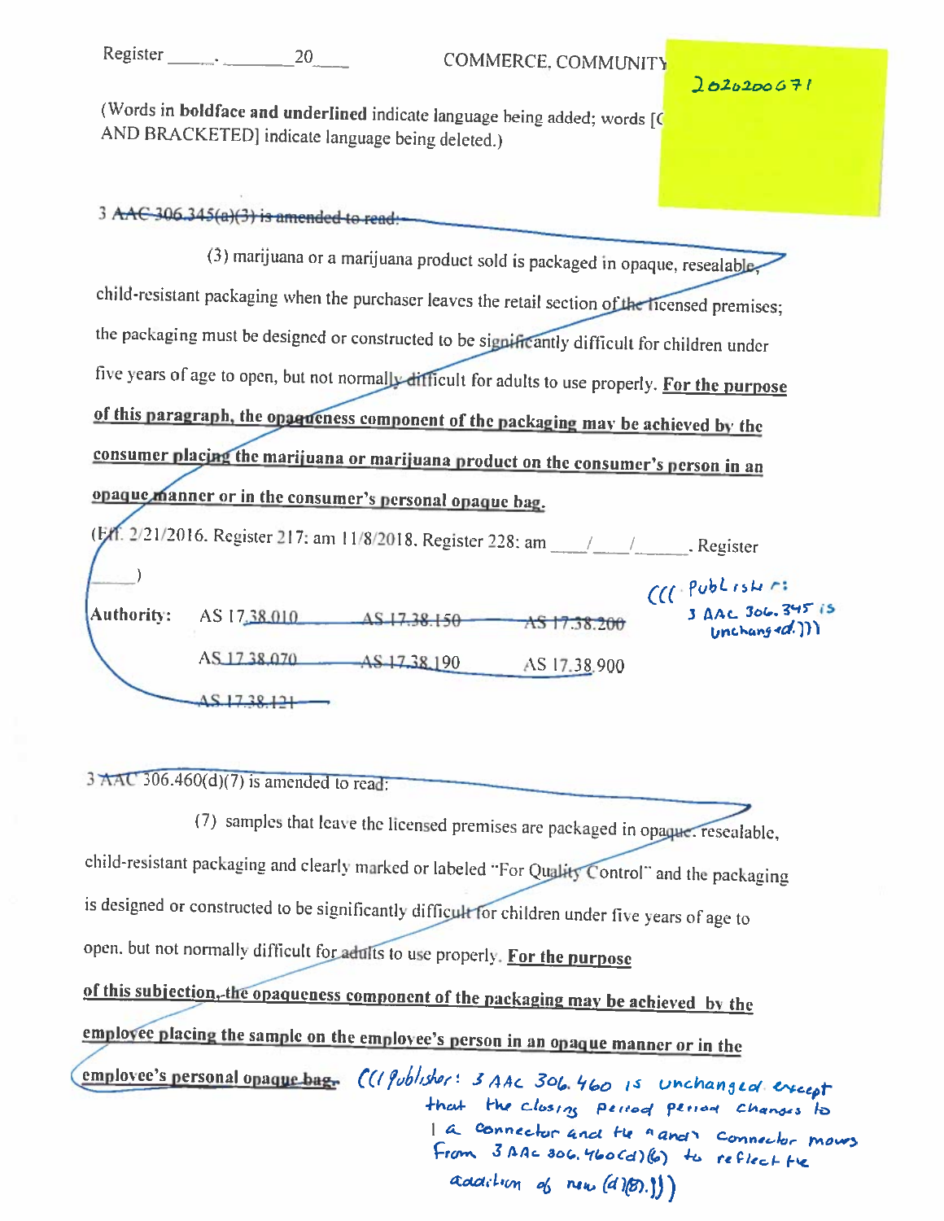Register _____. _______ 20____ COMMERCE, COMMUNITY

202200071

(Words in **boldface and underlined** indicate language being added; words [C AND BRACKETED] indicate language being deleted.)

3 AAC 306.345(a)(3) is amended to read:

(3) marijuana or a marijuana product sold is packaged in opaque, resealable, child-resistant packaging when the purchaser leaves the retail section of the licensed premises; the packaging must be designed or constructed to be significantly difficult for children under five years of age to open, but not normally difficult for adults to use properly. **<u>For the purpose of this paragraph, the opaqueness component of the packaging may be achieved by the consumer placing the marijuana or marijuana product on the consumer's person in an opaque manner or in the consumer's personal opaque bag.</u>**

(Eff. 2/21/2016. Register 217; am 11/8/2018. Register 228; am ____/____/______. Register ______)

| Authority: | AS 17.38.010 | AS 17.38.150 | AS 17.38.200 |
|---|---|---|---|
| | AS 17.38.070 | AS 17.38.190 | AS 17.38.900 |
| | AS 17.38.121 | | |

(((Publisher: 3 AAC 306.345 is unchanged.)))

3 AAC 306.460(d)(7) is amended to read:

(7) samples that leave the licensed premises are packaged in opaque, resealable, child-resistant packaging and clearly marked or labeled "For Quality Control" and the packaging is designed or constructed to be significantly difficult for children under five years of age to open, but not normally difficult for adults to use properly. **<u>For the purpose of this subsection, the opaqueness component of the packaging may be achieved by the employee placing the sample on the employee's person in an opaque manner or in the employee's personal opaque bag.</u>** (((Publisher: 3 AAC 306.460 is unchanged except that the closing period period changes to ; a connector and the "and" connector moves from 3 AAC 306.460(d)(6) to reflect the addition of new (d)(8).)))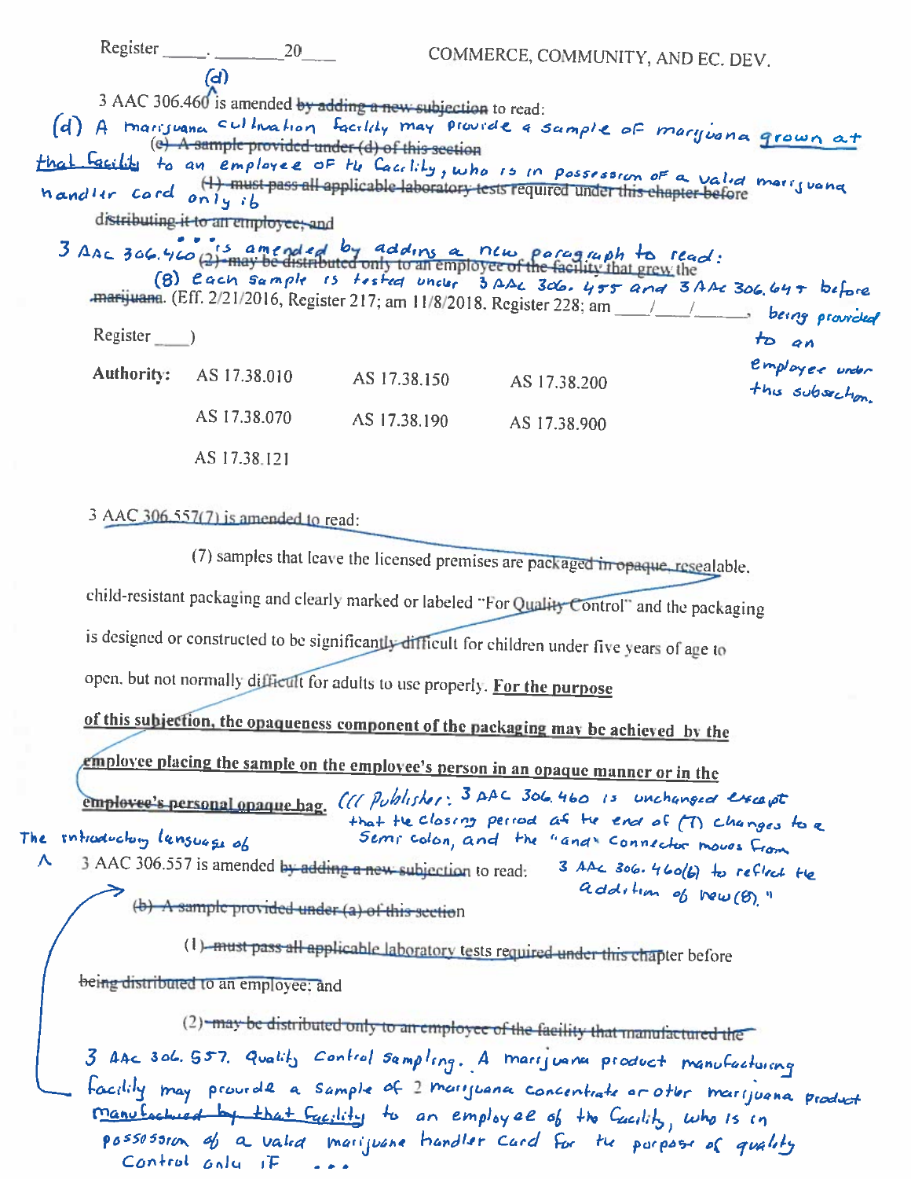Register _____, _______ 20____ COMMERCE, COMMUNITY, AND EC. DEV.

3 AAC 306.460(d) is amended ~~by adding a new subsection~~ to read:

(d) A marijuana cultivation facility may provide a sample of marijuana grown at that facility to an employee of the facility, who is in possession of a valid marijuana handler card only if

~~(e) A sample provided under (d) of this section~~

~~(1) must pass all applicable laboratory tests required under this chapter before distributing it to an employee; and~~

. . .

3 AAC 306.460 is amended by adding a new paragraph to read:

~~(2) may be distributed only to an employee of the facility that grew the marijuana.~~

(8) each sample is tested under 3 AAC 306.455 and 3 AAC 306.645 before being provided to an employee under this subsection.

(Eff. 2/21/2016, Register 217; am 11/8/2018, Register 228; am ____/____/______, Register ____)

| **Authority:** | AS 17.38.010 | AS 17.38.150 | AS 17.38.200 |
|---|---|---|---|
| | AS 17.38.070 | AS 17.38.190 | AS 17.38.900 |
| | AS 17.38.121 | | |

3 AAC 306.557(7) is amended to read:

(7) samples that leave the licensed premises are packaged ~~in opaque~~, resealable, child-resistant packaging and clearly marked or labeled "For Quality Control" and the packaging is designed or constructed to be significantly difficult for children under five years of age to open, but not normally difficult for adults to use properly. **For the purpose of this subjection, the opaqueness component of the packaging may be achieved by the employee placing the sample on the employee's person in an opaque manner or in the employee's personal opaque bag.** ((( Publisher: 3 AAC 306.460 is unchanged except that the closing period at the end of (7) changes to a semi colon, and the "and" connector moves from 3 AAC 306.460(6) to reflect the addition of new (8). "

The introductory language of 3 AAC 306.557 is amended ~~by adding a new subsection~~ to read:

~~(b) A sample provided under (a) of this section~~

(1) ~~must pass all applicable~~ laboratory tests ~~required under this chapter~~ before ~~being distributed to an employee; and~~

(2) ~~may be distributed only to an employee of the facility that manufactured the~~

3 AAC 306.557. Quality Control Sampling. A marijuana product manufacturing facility may provide a sample of 2 marijuana concentrate or other marijuana product manufactured by that facility to an employee of the facility, who is in possession of a valid marijuana handler card for the purpose of quality control only if . . .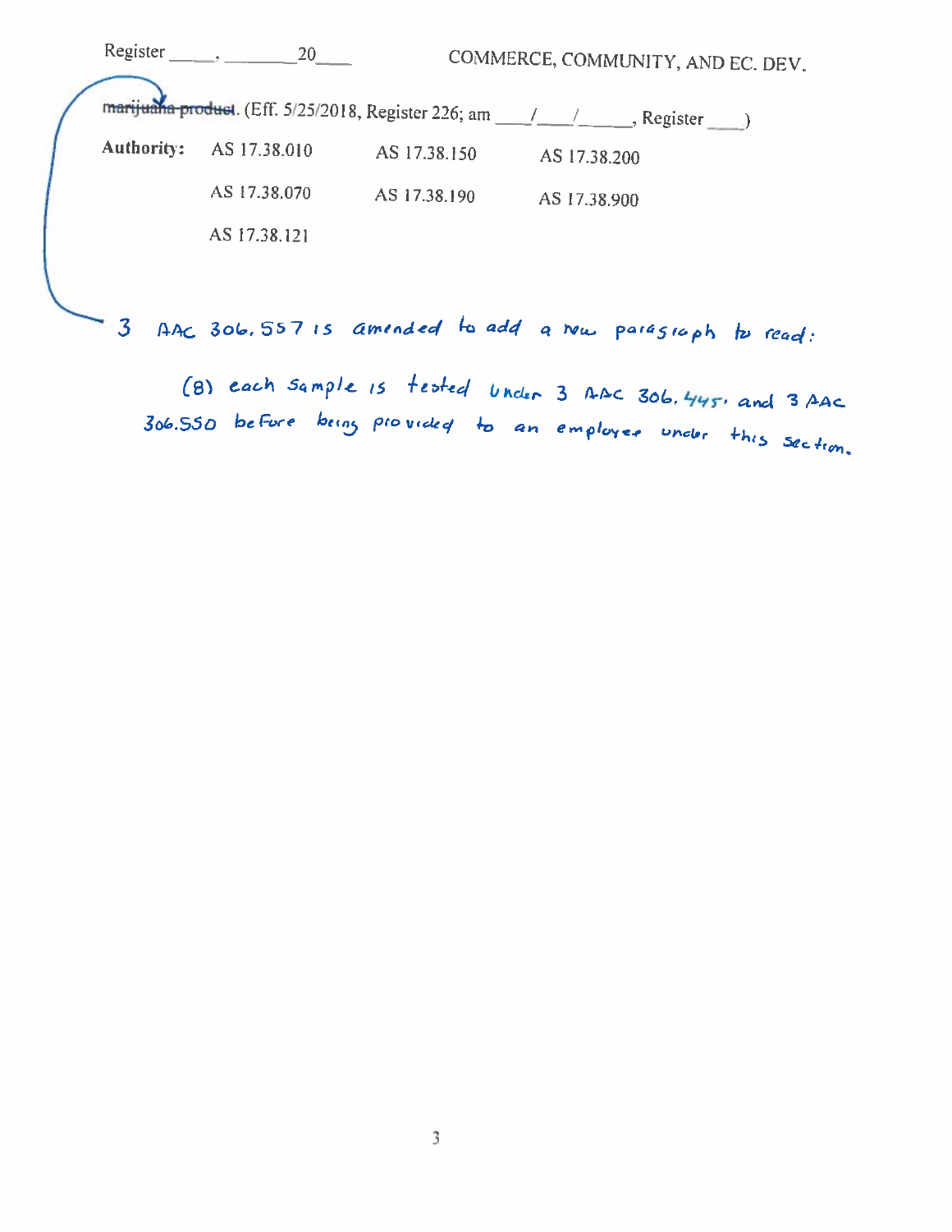Register _____, ________20____ COMMERCE, COMMUNITY, AND EC. DEV.

~~marijuana product~~. (Eff. 5/25/2018, Register 226; am ____/____/______, Register ____)

| | | | |
|---|---|---|---|
| **Authority:** | AS 17.38.010 | AS 17.38.150 | AS 17.38.200 |
| | AS 17.38.070 | AS 17.38.190 | AS 17.38.900 |
| | AS 17.38.121 | | |

3 AAC 306.557 is amended to add a new paragraph to read:

(8) each sample is tested under 3 AAC 306.445, and 3 AAC 306.550 before being provided to an employee under this section.